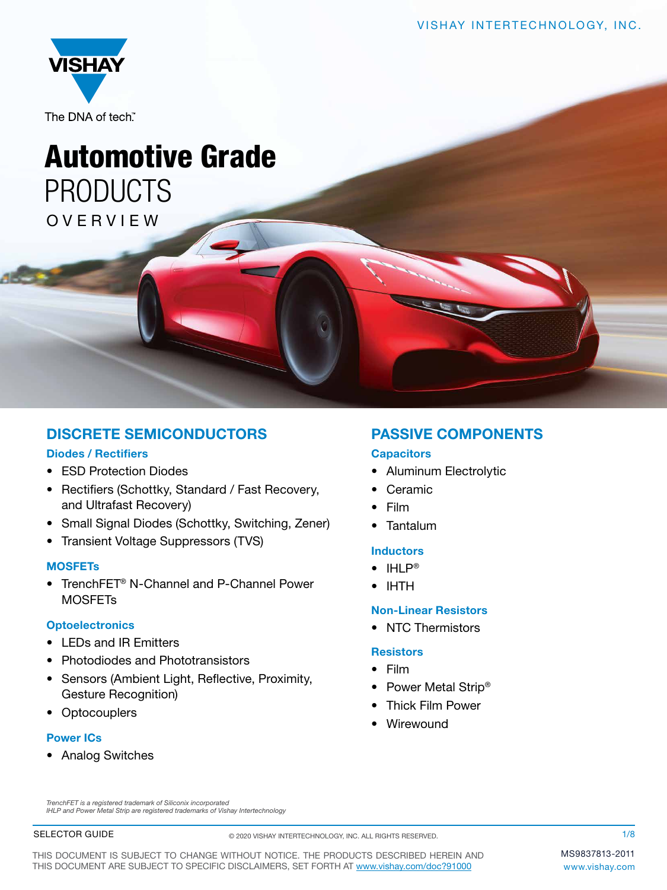The DNA of tech.™

# Automotive Grade PRODUCTS OVERVIEW

## DISCRETE SEMICONDUCTORS

### Diodes / Rectifiers

- ESD Protection Diodes
- Rectifiers (Schottky, Standard / Fast Recovery, and Ultrafast Recovery)
- Small Signal Diodes (Schottky, Switching, Zener)
- Transient Voltage Suppressors (TVS)

### MOSFETs

- TrenchFET® N-Channel and P-Channel Power MOSFETs

### Optoelectronics

- LEDs and IR Emitters
- Photodiodes and Phototransistors
- Sensors (Ambient Light, Reflective, Proximity, Gesture Recognition)
- Optocouplers

### Power ICs

- Analog Switches

## PASSIVE COMPONENTS

### Capacitors

- Aluminum Electrolytic
- Ceramic
- Film
- Tantalum

### Inductors

- IHLP®
- IHTH

### Non-Linear Resistors

- NTC Thermistors

### Resistors

- Film
- Power Metal Strip®
- Thick Film Power
- Wirewound

*TrenchFET is a registered trademark of Siliconix incorporated*
*IHLP and Power Metal Strip are registered trademarks of Vishay Intertechnology*

SELECTOR GUIDE

© 2020 VISHAY INTERTECHNOLOGY, INC. ALL RIGHTS RESERVED.

THIS DOCUMENT IS SUBJECT TO CHANGE WITHOUT NOTICE. THE PRODUCTS DESCRIBED HEREIN AND THIS DOCUMENT ARE SUBJECT TO SPECIFIC DISCLAIMERS, SET FORTH AT www.vishay.com/doc?91000

MS9837813-2011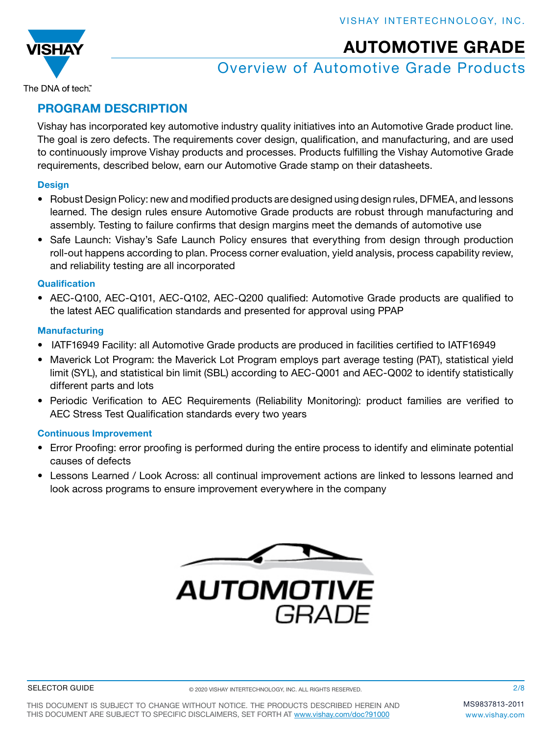## PROGRAM DESCRIPTION

Vishay has incorporated key automotive industry quality initiatives into an Automotive Grade product line. The goal is zero defects. The requirements cover design, qualification, and manufacturing, and are used to continuously improve Vishay products and processes. Products fulfilling the Vishay Automotive Grade requirements, described below, earn our Automotive Grade stamp on their datasheets.

### Design

- Robust Design Policy: new and modified products are designed using design rules, DFMEA, and lessons learned. The design rules ensure Automotive Grade products are robust through manufacturing and assembly. Testing to failure confirms that design margins meet the demands of automotive use
- Safe Launch: Vishay's Safe Launch Policy ensures that everything from design through production roll-out happens according to plan. Process corner evaluation, yield analysis, process capability review, and reliability testing are all incorporated

### Qualification

- AEC-Q100, AEC-Q101, AEC-Q102, AEC-Q200 qualified: Automotive Grade products are qualified to the latest AEC qualification standards and presented for approval using PPAP

### Manufacturing

- IATF16949 Facility: all Automotive Grade products are produced in facilities certified to IATF16949
- Maverick Lot Program: the Maverick Lot Program employs part average testing (PAT), statistical yield limit (SYL), and statistical bin limit (SBL) according to AEC-Q001 and AEC-Q002 to identify statistically different parts and lots
- Periodic Verification to AEC Requirements (Reliability Monitoring): product families are verified to AEC Stress Test Qualification standards every two years

### Continuous Improvement

- Error Proofing: error proofing is performed during the entire process to identify and eliminate potential causes of defects
- Lessons Learned / Look Across: all continual improvement actions are linked to lessons learned and look across programs to ensure improvement everywhere in the company

AUTOMOTIVE GRADE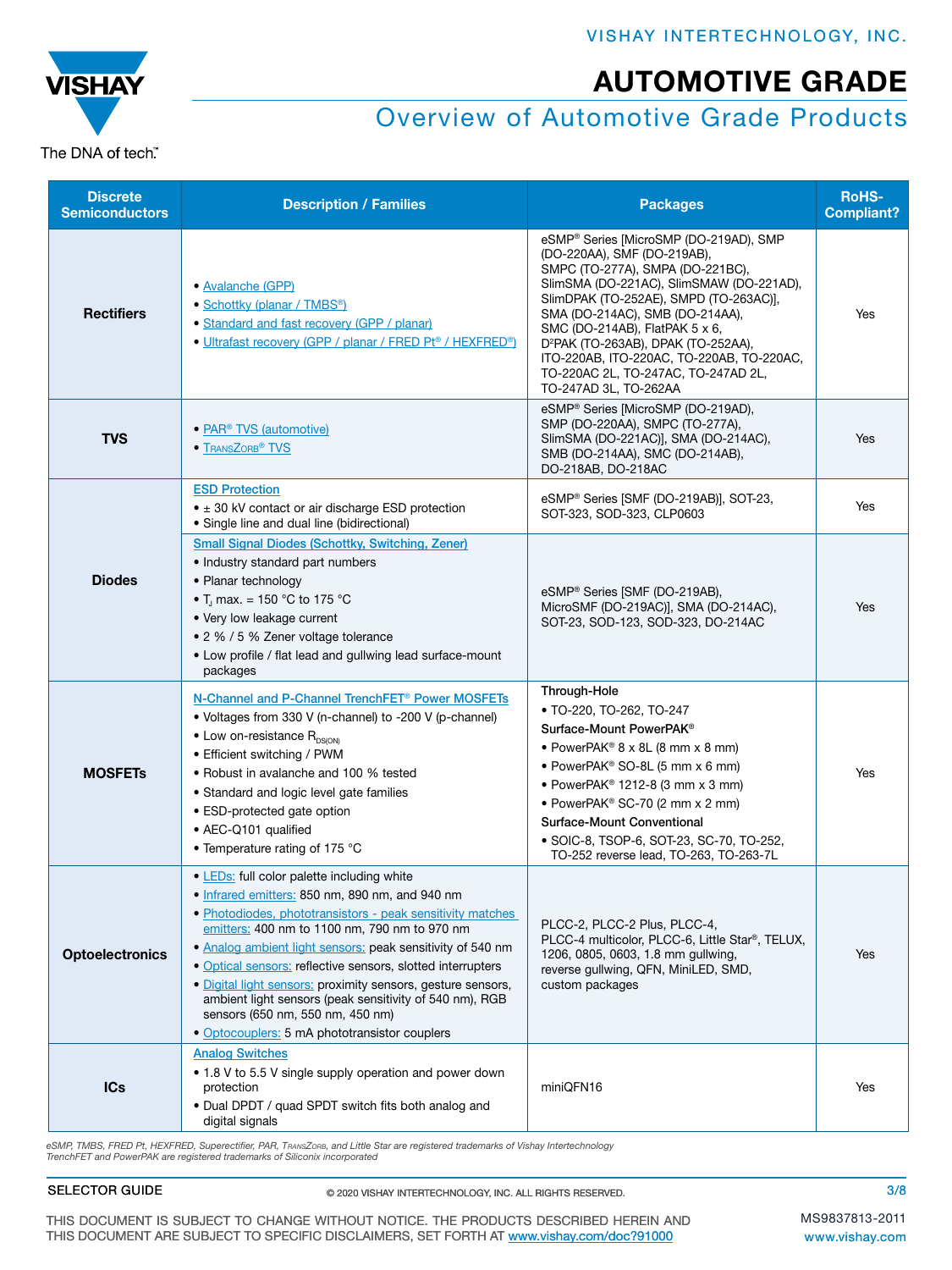# AUTOMOTIVE GRADE

## Overview of Automotive Grade Products

| Discrete Semiconductors | Description / Families | Packages | RoHS-Compliant? |
|---|---|---|---|
| **Rectifiers** | • Avalanche (GPP)<br>• Schottky (planar / TMBS®)<br>• Standard and fast recovery (GPP / planar)<br>• Ultrafast recovery (GPP / planar / FRED Pt® / HEXFRED®) | eSMP® Series [MicroSMP (DO-219AD), SMP (DO-220AA), SMF (DO-219AB), SMPC (TO-277A), SMPA (DO-221BC), SlimSMA (DO-221AC), SlimSMAW (DO-221AD), SlimDPAK (TO-252AE), SMPD (TO-263AC)], SMA (DO-214AC), SMB (DO-214AA), SMC (DO-214AB), FlatPAK 5 x 6, D²PAK (TO-263AB), DPAK (TO-252AA), ITO-220AB, ITO-220AC, TO-220AB, TO-220AC, TO-220AC 2L, TO-247AC, TO-247AD 2L, TO-247AD 3L, TO-262AA | Yes |
| **TVS** | • PAR® TVS (automotive)<br>• TransZorb® TVS | eSMP® Series [MicroSMP (DO-219AD), SMP (DO-220AA), SMPC (TO-277A), SlimSMA (DO-221AC)], SMA (DO-214AC), SMB (DO-214AA), SMC (DO-214AB), DO-218AB, DO-218AC | Yes |
| **Diodes** | ESD Protection<br>• ± 30 kV contact or air discharge ESD protection<br>• Single line and dual line (bidirectional) | eSMP® Series [SMF (DO-219AB)], SOT-23, SOT-323, SOD-323, CLP0603 | Yes |
| | Small Signal Diodes (Schottky, Switching, Zener)<br>• Industry standard part numbers<br>• Planar technology<br>• $T_J$ max. = 150 °C to 175 °C<br>• Very low leakage current<br>• 2 % / 5 % Zener voltage tolerance<br>• Low profile / flat lead and gullwing lead surface-mount packages | eSMP® Series [SMF (DO-219AB), MicroSMF (DO-219AC)], SMA (DO-214AC), SOT-23, SOD-123, SOD-323, DO-214AC | Yes |
| **MOSFETs** | N-Channel and P-Channel TrenchFET® Power MOSFETs<br>• Voltages from 330 V (n-channel) to -200 V (p-channel)<br>• Low on-resistance $R_{DS(ON)}$<br>• Efficient switching / PWM<br>• Robust in avalanche and 100 % tested<br>• Standard and logic level gate families<br>• ESD-protected gate option<br>• AEC-Q101 qualified<br>• Temperature rating of 175 °C | **Through-Hole**<br>• TO-220, TO-262, TO-247<br>**Surface-Mount PowerPAK®**<br>• PowerPAK® 8 x 8L (8 mm x 8 mm)<br>• PowerPAK® SO-8L (5 mm x 6 mm)<br>• PowerPAK® 1212-8 (3 mm x 3 mm)<br>• PowerPAK® SC-70 (2 mm x 2 mm)<br>**Surface-Mount Conventional**<br>• SOIC-8, TSOP-6, SOT-23, SC-70, TO-252, TO-252 reverse lead, TO-263, TO-263-7L | Yes |
| **Optoelectronics** | • LEDs: full color palette including white<br>• Infrared emitters: 850 nm, 890 nm, and 940 nm<br>• Photodiodes, phototransistors - peak sensitivity matches emitters: 400 nm to 1100 nm, 790 nm to 970 nm<br>• Analog ambient light sensors: peak sensitivity of 540 nm<br>• Optical sensors: reflective sensors, slotted interrupters<br>• Digital light sensors: proximity sensors, gesture sensors, ambient light sensors (peak sensitivity of 540 nm), RGB sensors (650 nm, 550 nm, 450 nm)<br>• Optocouplers: 5 mA phototransistor couplers | PLCC-2, PLCC-2 Plus, PLCC-4, PLCC-4 multicolor, PLCC-6, Little Star®, TELUX, 1206, 0805, 0603, 1.8 mm gullwing, reverse gullwing, QFN, MiniLED, SMD, custom packages | Yes |
| **ICs** | Analog Switches<br>• 1.8 V to 5.5 V single supply operation and power down protection<br>• Dual DPDT / quad SPDT switch fits both analog and digital signals | miniQFN16 | Yes |

*eSMP, TMBS, FRED Pt, HEXFRED, Superectifier, PAR, TransZorb, and Little Star are registered trademarks of Vishay Intertechnology*
*TrenchFET and PowerPAK are registered trademarks of Siliconix incorporated*

SELECTOR GUIDE

© 2020 VISHAY INTERTECHNOLOGY, INC. ALL RIGHTS RESERVED.

THIS DOCUMENT IS SUBJECT TO CHANGE WITHOUT NOTICE. THE PRODUCTS DESCRIBED HEREIN AND THIS DOCUMENT ARE SUBJECT TO SPECIFIC DISCLAIMERS, SET FORTH AT www.vishay.com/doc?91000

MS9837813-2011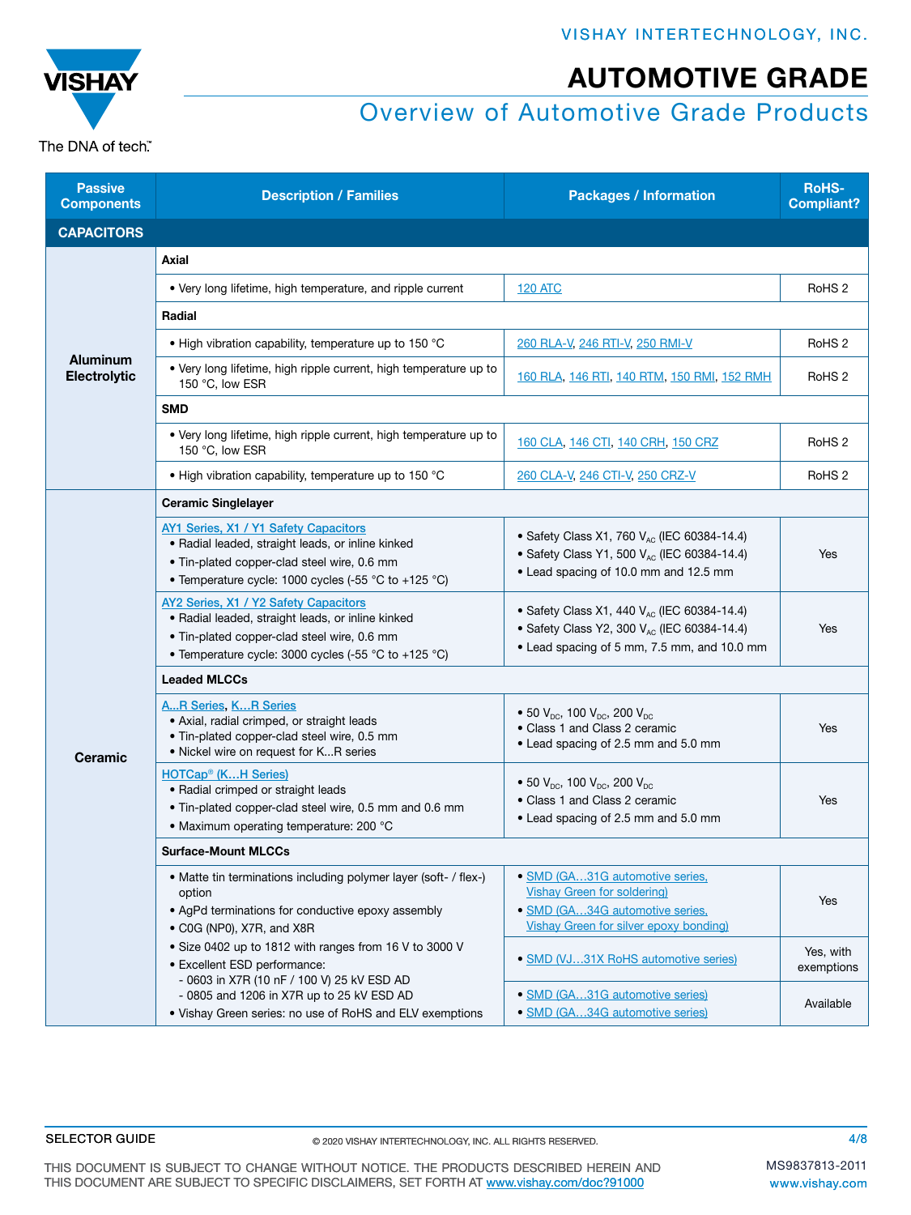# AUTOMOTIVE GRADE

## Overview of Automotive Grade Products

| Passive Components | Description / Families | Packages / Information | RoHS-Compliant? |
|---|---|---|---|
| **CAPACITORS** | | | |
| **Aluminum Electrolytic** | **Axial** | | |
| | • Very long lifetime, high temperature, and ripple current | 120 ATC | RoHS 2 |
| | **Radial** | | |
| | • High vibration capability, temperature up to 150 °C | 260 RLA-V, 246 RTI-V, 250 RMI-V | RoHS 2 |
| | • Very long lifetime, high ripple current, high temperature up to 150 °C, low ESR | 160 RLA, 146 RTI, 140 RTM, 150 RMI, 152 RMH | RoHS 2 |
| | **SMD** | | |
| | • Very long lifetime, high ripple current, high temperature up to 150 °C, low ESR | 160 CLA, 146 CTI, 140 CRH, 150 CRZ | RoHS 2 |
| | • High vibration capability, temperature up to 150 °C | 260 CLA-V, 246 CTI-V, 250 CRZ-V | RoHS 2 |
| **Ceramic** | **Ceramic Singlelayer** | | |
| | AY1 Series, X1 / Y1 Safety Capacitors<br>• Radial leaded, straight leads, or inline kinked<br>• Tin-plated copper-clad steel wire, 0.6 mm<br>• Temperature cycle: 1000 cycles (-55 °C to +125 °C) | • Safety Class X1, 760 $V_{AC}$ (IEC 60384-14.4)<br>• Safety Class Y1, 500 $V_{AC}$ (IEC 60384-14.4)<br>• Lead spacing of 10.0 mm and 12.5 mm | Yes |
| | AY2 Series, X1 / Y2 Safety Capacitors<br>• Radial leaded, straight leads, or inline kinked<br>• Tin-plated copper-clad steel wire, 0.6 mm<br>• Temperature cycle: 3000 cycles (-55 °C to +125 °C) | • Safety Class X1, 440 $V_{AC}$ (IEC 60384-14.4)<br>• Safety Class Y2, 300 $V_{AC}$ (IEC 60384-14.4)<br>• Lead spacing of 5 mm, 7.5 mm, and 10.0 mm | Yes |
| | **Leaded MLCCs** | | |
| | A...R Series, K...R Series<br>• Axial, radial crimped, or straight leads<br>• Tin-plated copper-clad steel wire, 0.5 mm<br>• Nickel wire on request for K...R series | • 50 $V_{DC}$, 100 $V_{DC}$, 200 $V_{DC}$<br>• Class 1 and Class 2 ceramic<br>• Lead spacing of 2.5 mm and 5.0 mm | Yes |
| | HOTCap® (K...H Series)<br>• Radial crimped or straight leads<br>• Tin-plated copper-clad steel wire, 0.5 mm and 0.6 mm<br>• Maximum operating temperature: 200 °C | • 50 $V_{DC}$, 100 $V_{DC}$, 200 $V_{DC}$<br>• Class 1 and Class 2 ceramic<br>• Lead spacing of 2.5 mm and 5.0 mm | Yes |
| | **Surface-Mount MLCCs** | | |
| | • Matte tin terminations including polymer layer (soft- / flex-) option<br>• AgPd terminations for conductive epoxy assembly<br>• C0G (NP0), X7R, and X8R<br>• Size 0402 up to 1812 with ranges from 16 V to 3000 V<br>• Excellent ESD performance:<br>- 0603 in X7R (10 nF / 100 V) 25 kV ESD AD<br>- 0805 and 1206 in X7R up to 25 kV ESD AD<br>• Vishay Green series: no use of RoHS and ELV exemptions | • SMD (GA...31G automotive series, Vishay Green for soldering)<br>• SMD (GA...34G automotive series, Vishay Green for silver epoxy bonding) | Yes |
| | | • SMD (VJ...31X RoHS automotive series) | Yes, with exemptions |
| | | • SMD (GA...31G automotive series)<br>• SMD (GA...34G automotive series) | Available |

SELECTOR GUIDE

© 2020 VISHAY INTERTECHNOLOGY, INC. ALL RIGHTS RESERVED.

MS9837813-2011

THIS DOCUMENT IS SUBJECT TO CHANGE WITHOUT NOTICE. THE PRODUCTS DESCRIBED HEREIN AND THIS DOCUMENT ARE SUBJECT TO SPECIFIC DISCLAIMERS, SET FORTH AT www.vishay.com/doc?91000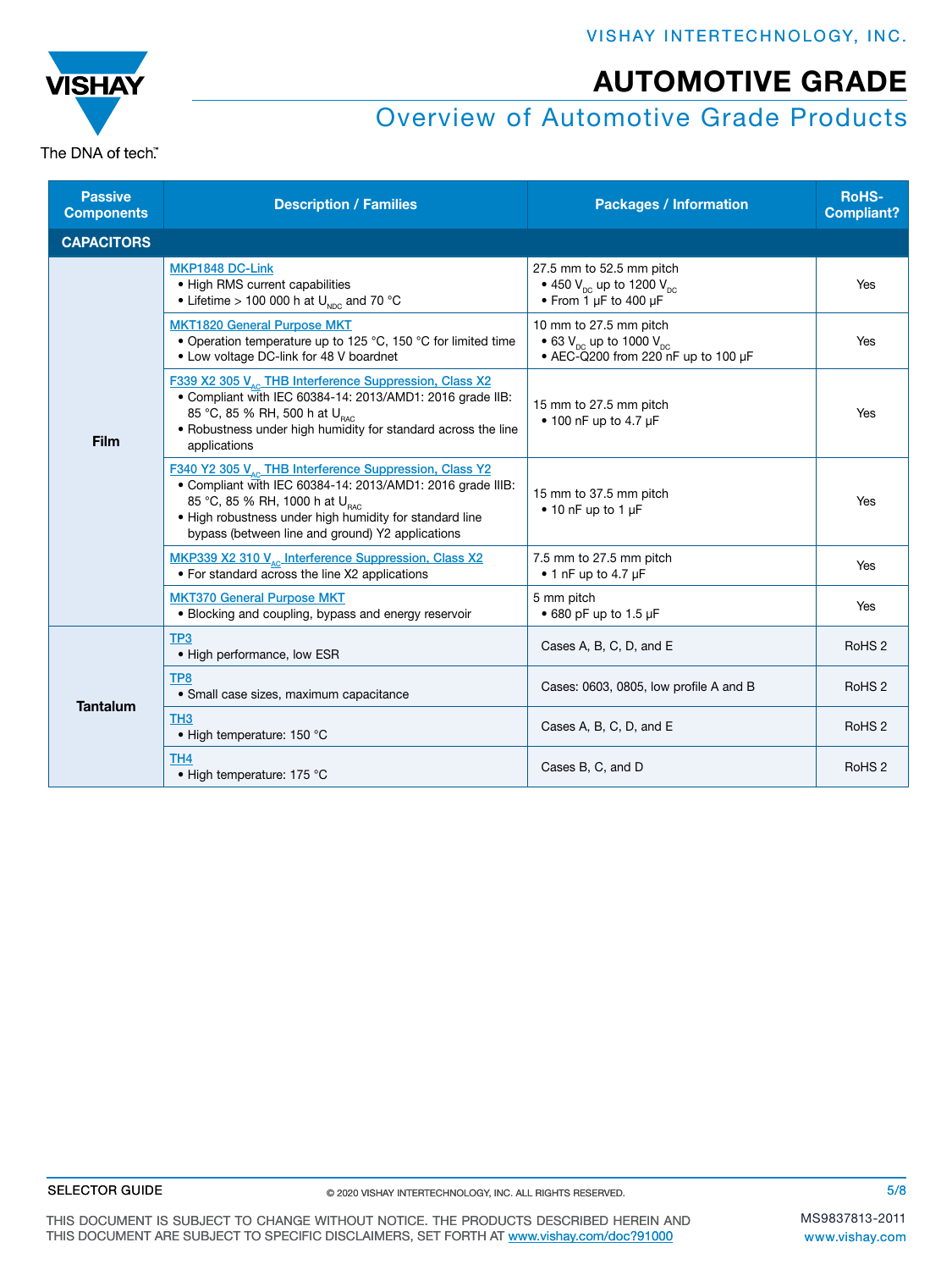# AUTOMOTIVE GRADE

## Overview of Automotive Grade Products

| Passive Components | Description / Families | Packages / Information | RoHS-Compliant? |
|---|---|---|---|
| **CAPACITORS** | | | |
| Film | MKP1848 DC-Link<br>• High RMS current capabilities<br>• Lifetime > 100 000 h at $U_{NDC}$ and 70 °C | 27.5 mm to 52.5 mm pitch<br>• 450 $V_{DC}$ up to 1200 $V_{DC}$<br>• From 1 µF to 400 µF | Yes |
| | MKT1820 General Purpose MKT<br>• Operation temperature up to 125 °C, 150 °C for limited time<br>• Low voltage DC-link for 48 V boardnet | 10 mm to 27.5 mm pitch<br>• 63 $V_{DC}$ up to 1000 $V_{DC}$<br>• AEC-Q200 from 220 nF up to 100 µF | Yes |
| | F339 X2 305 $V_{AC}$ THB Interference Suppression, Class X2<br>• Compliant with IEC 60384-14: 2013/AMD1: 2016 grade IIB: 85 °C, 85 % RH, 500 h at $U_{RAC}$<br>• Robustness under high humidity for standard across the line applications | 15 mm to 27.5 mm pitch<br>• 100 nF up to 4.7 µF | Yes |
| | F340 Y2 305 $V_{AC}$ THB Interference Suppression, Class Y2<br>• Compliant with IEC 60384-14: 2013/AMD1: 2016 grade IIIB: 85 °C, 85 % RH, 1000 h at $U_{RAC}$<br>• High robustness under high humidity for standard line bypass (between line and ground) Y2 applications | 15 mm to 37.5 mm pitch<br>• 10 nF up to 1 µF | Yes |
| | MKP339 X2 310 $V_{AC}$ Interference Suppression, Class X2<br>• For standard across the line X2 applications | 7.5 mm to 27.5 mm pitch<br>• 1 nF up to 4.7 µF | Yes |
| | MKT370 General Purpose MKT<br>• Blocking and coupling, bypass and energy reservoir | 5 mm pitch<br>• 680 pF up to 1.5 µF | Yes |
| Tantalum | TP3<br>• High performance, low ESR | Cases A, B, C, D, and E | RoHS 2 |
| | TP8<br>• Small case sizes, maximum capacitance | Cases: 0603, 0805, low profile A and B | RoHS 2 |
| | TH3<br>• High temperature: 150 °C | Cases A, B, C, D, and E | RoHS 2 |
| | TH4<br>• High temperature: 175 °C | Cases B, C, and D | RoHS 2 |

SELECTOR GUIDE

© 2020 VISHAY INTERTECHNOLOGY, INC. ALL RIGHTS RESERVED.

MS9837813-2011

THIS DOCUMENT IS SUBJECT TO CHANGE WITHOUT NOTICE. THE PRODUCTS DESCRIBED HEREIN AND THIS DOCUMENT ARE SUBJECT TO SPECIFIC DISCLAIMERS, SET FORTH AT www.vishay.com/doc?91000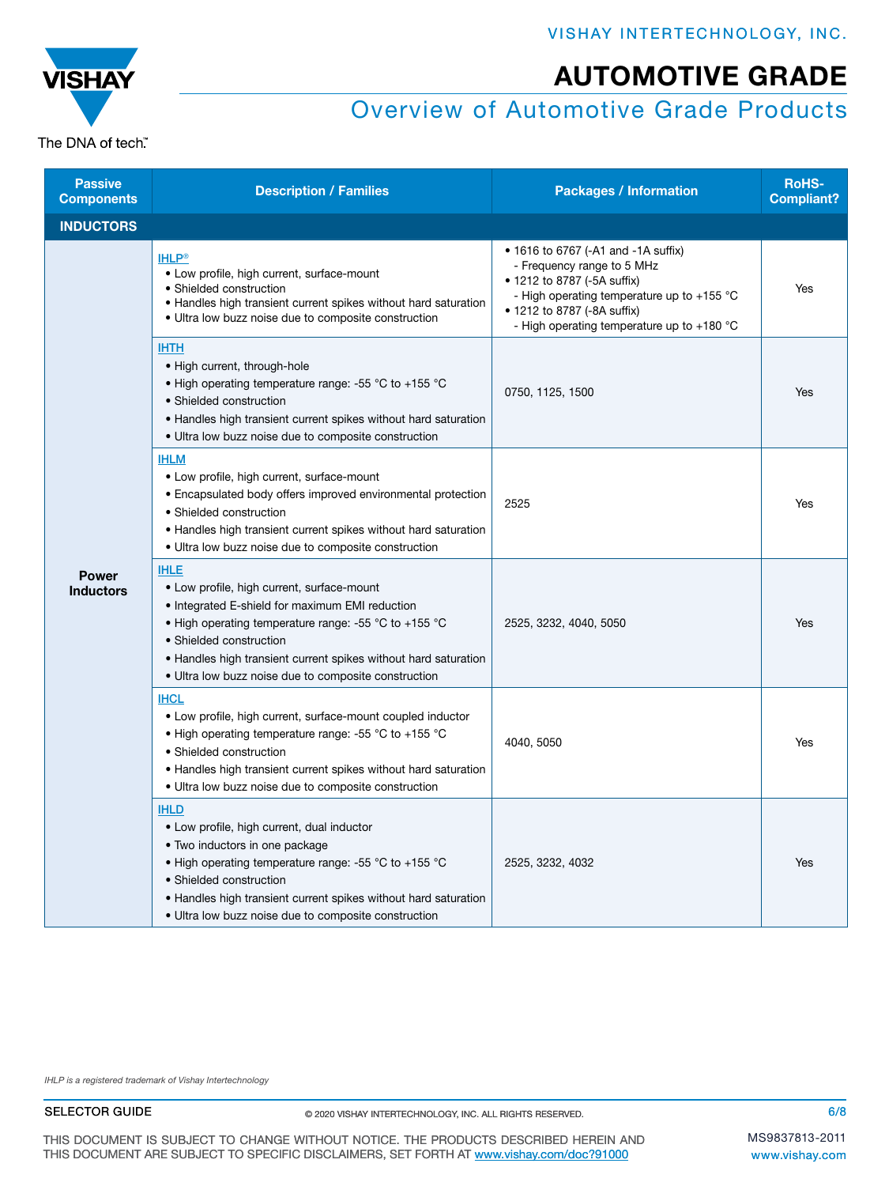# AUTOMOTIVE GRADE

## Overview of Automotive Grade Products

| Passive Components | Description / Families | Packages / Information | RoHS-Compliant? |
|---|---|---|---|
| **INDUCTORS** | | | |
| Power Inductors | IHLP®<br>• Low profile, high current, surface-mount<br>• Shielded construction<br>• Handles high transient current spikes without hard saturation<br>• Ultra low buzz noise due to composite construction | • 1616 to 6767 (-A1 and -1A suffix)<br>- Frequency range to 5 MHz<br>• 1212 to 8787 (-5A suffix)<br>- High operating temperature up to +155 °C<br>• 1212 to 8787 (-8A suffix)<br>- High operating temperature up to +180 °C | Yes |
| | IHTH<br>• High current, through-hole<br>• High operating temperature range: -55 °C to +155 °C<br>• Shielded construction<br>• Handles high transient current spikes without hard saturation<br>• Ultra low buzz noise due to composite construction | 0750, 1125, 1500 | Yes |
| | IHLM<br>• Low profile, high current, surface-mount<br>• Encapsulated body offers improved environmental protection<br>• Shielded construction<br>• Handles high transient current spikes without hard saturation<br>• Ultra low buzz noise due to composite construction | 2525 | Yes |
| | IHLE<br>• Low profile, high current, surface-mount<br>• Integrated E-shield for maximum EMI reduction<br>• High operating temperature range: -55 °C to +155 °C<br>• Shielded construction<br>• Handles high transient current spikes without hard saturation<br>• Ultra low buzz noise due to composite construction | 2525, 3232, 4040, 5050 | Yes |
| | IHCL<br>• Low profile, high current, surface-mount coupled inductor<br>• High operating temperature range: -55 °C to +155 °C<br>• Shielded construction<br>• Handles high transient current spikes without hard saturation<br>• Ultra low buzz noise due to composite construction | 4040, 5050 | Yes |
| | IHLD<br>• Low profile, high current, dual inductor<br>• Two inductors in one package<br>• High operating temperature range: -55 °C to +155 °C<br>• Shielded construction<br>• Handles high transient current spikes without hard saturation<br>• Ultra low buzz noise due to composite construction | 2525, 3232, 4032 | Yes |

*IHLP is a registered trademark of Vishay Intertechnology*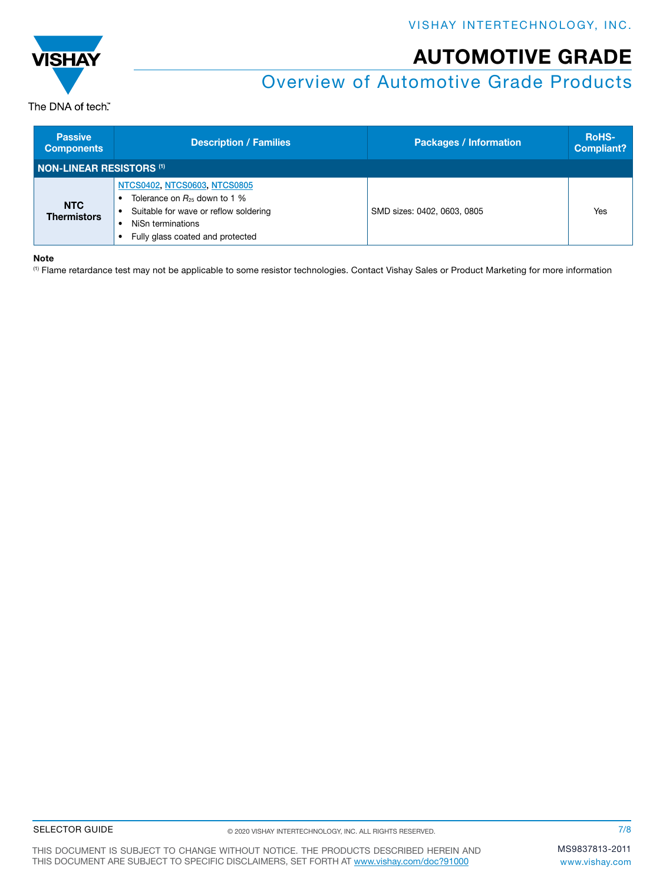| Passive Components | Description / Families | Packages / Information | RoHS-Compliant? |
|---|---|---|---|
| **NON-LINEAR RESISTORS [(1)]** | | | |
| **NTC Thermistors** | NTCS0402, NTCS0603, NTCS0805<br>• Tolerance on $R_{25}$ down to 1 %<br>• Suitable for wave or reflow soldering<br>• NiSn terminations<br>• Fully glass coated and protected | SMD sizes: 0402, 0603, 0805 | Yes |

**Note**

[(1)] Flame retardance test may not be applicable to some resistor technologies. Contact Vishay Sales or Product Marketing for more information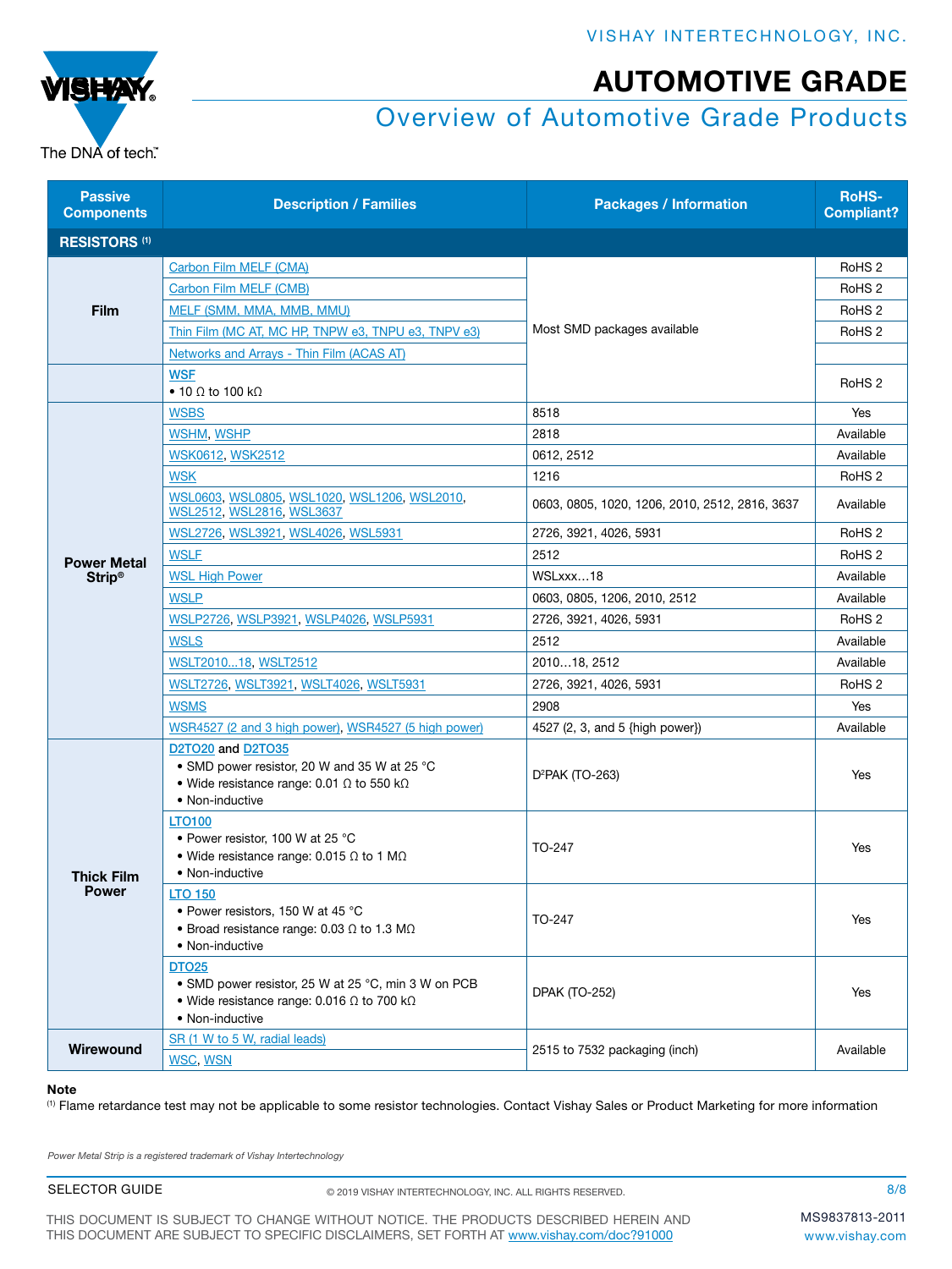# AUTOMOTIVE GRADE

## Overview of Automotive Grade Products

| Passive Components | Description / Families | Packages / Information | RoHS-Compliant? |
|---|---|---|---|
| **RESISTORS** [1] | | | |
| **Film** | Carbon Film MELF (CMA) | Most SMD packages available | RoHS 2 |
| | Carbon Film MELF (CMB) | | RoHS 2 |
| | MELF (SMM, MMA, MMB, MMU) | | RoHS 2 |
| | Thin Film (MC AT, MC HP, TNPW e3, TNPU e3, TNPV e3) | | RoHS 2 |
| | Networks and Arrays - Thin Film (ACAS AT) | | |
| | **WSF** • 10 Ω to 100 kΩ | | RoHS 2 |
| **Power Metal Strip®** | WSBS | 8518 | Yes |
| | WSHM, WSHP | 2818 | Available |
| | WSK0612, WSK2512 | 0612, 2512 | Available |
| | WSK | 1216 | RoHS 2 |
| | WSL0603, WSL0805, WSL1020, WSL1206, WSL2010, WSL2512, WSL2816, WSL3637 | 0603, 0805, 1020, 1206, 2010, 2512, 2816, 3637 | Available |
| | WSL2726, WSL3921, WSL4026, WSL5931 | 2726, 3921, 4026, 5931 | RoHS 2 |
| | WSLF | 2512 | RoHS 2 |
| | WSL High Power | WSLxxx...18 | Available |
| | WSLP | 0603, 0805, 1206, 2010, 2512 | Available |
| | WSLP2726, WSLP3921, WSLP4026, WSLP5931 | 2726, 3921, 4026, 5931 | RoHS 2 |
| | WSLS | 2512 | Available |
| | WSLT2010...18, WSLT2512 | 2010...18, 2512 | Available |
| | WSLT2726, WSLT3921, WSLT4026, WSLT5931 | 2726, 3921, 4026, 5931 | RoHS 2 |
| | WSMS | 2908 | Yes |
| | WSR4527 (2 and 3 high power), WSR4527 (5 high power) | 4527 (2, 3, and 5 {high power}) | Available |
| **Thick Film Power** | **D2TO20** and **D2TO35** • SMD power resistor, 20 W and 35 W at 25 °C • Wide resistance range: 0.01 Ω to 550 kΩ • Non-inductive | $D^2$PAK (TO-263) | Yes |
| | **LTO100** • Power resistor, 100 W at 25 °C • Wide resistance range: 0.015 Ω to 1 MΩ • Non-inductive | TO-247 | Yes |
| | **LTO 150** • Power resistors, 150 W at 45 °C • Broad resistance range: 0.03 Ω to 1.3 MΩ • Non-inductive | TO-247 | Yes |
| | **DTO25** • SMD power resistor, 25 W at 25 °C, min 3 W on PCB • Wide resistance range: 0.016 Ω to 700 kΩ • Non-inductive | DPAK (TO-252) | Yes |
| **Wirewound** | SR (1 W to 5 W, radial leads) | 2515 to 7532 packaging (inch) | Available |
| | WSC, WSN | | |

**Note**

[1] Flame retardance test may not be applicable to some resistor technologies. Contact Vishay Sales or Product Marketing for more information

*Power Metal Strip is a registered trademark of Vishay Intertechnology*

THIS DOCUMENT IS SUBJECT TO CHANGE WITHOUT NOTICE. THE PRODUCTS DESCRIBED HEREIN AND THIS DOCUMENT ARE SUBJECT TO SPECIFIC DISCLAIMERS, SET FORTH AT www.vishay.com/doc?91000

MS9837813-2011